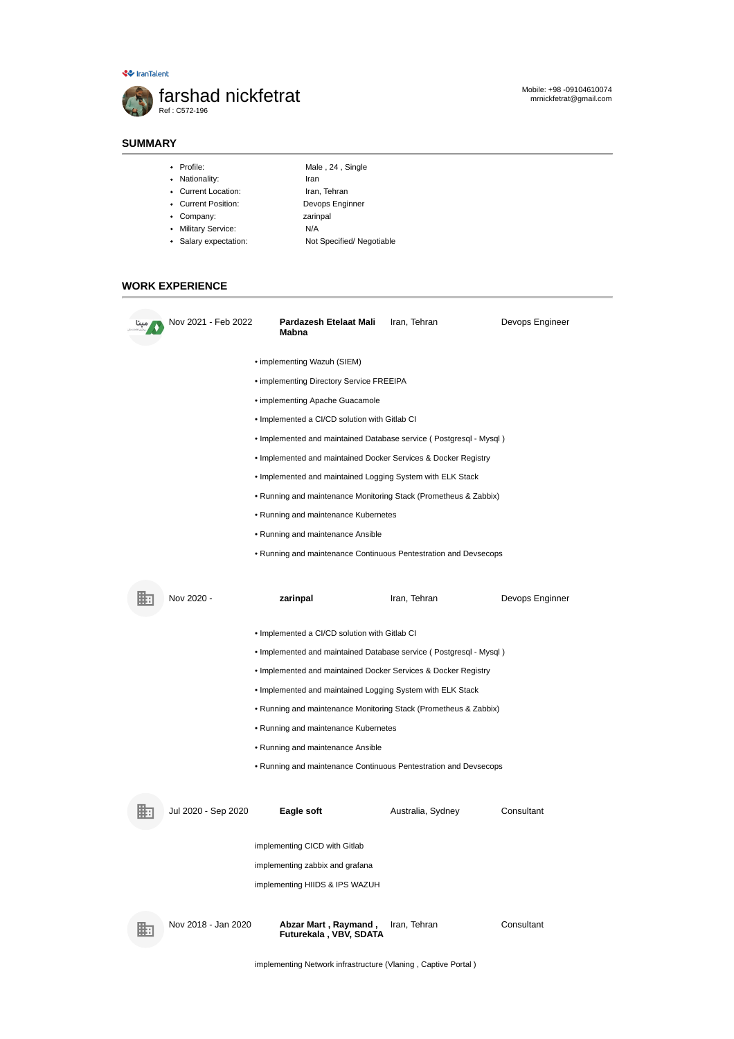IranTalent

# farshad nickfetrat

Ref : C572-196

Mobile: +98 -09104610074
mrnickfetrat@gmail.com

## SUMMARY

- Profile: Male , 24 , Single
- Nationality: Iran
- Current Location: Iran, Tehran
- Current Position: Devops Enginner
- Company: zarinpal
- Military Service: N/A
- Salary expectation: Not Specified/ Negotiable

## WORK EXPERIENCE

**Nov 2021 - Feb 2022** | **Pardazesh Etelaat Mali Mabna** | Iran, Tehran | Devops Engineer

- implementing Wazuh (SIEM)
- implementing Directory Service FREEIPA
- implementing Apache Guacamole
- Implemented a CI/CD solution with Gitlab CI
- Implemented and maintained Database service ( Postgresql - Mysql )
- Implemented and maintained Docker Services & Docker Registry
- Implemented and maintained Logging System with ELK Stack
- Running and maintenance Monitoring Stack (Prometheus & Zabbix)
- Running and maintenance Kubernetes
- Running and maintenance Ansible
- Running and maintenance Continuous Pentestration and Devsecops

**Nov 2020 -** | **zarinpal** | Iran, Tehran | Devops Enginner

- Implemented a CI/CD solution with Gitlab CI
- Implemented and maintained Database service ( Postgresql - Mysql )
- Implemented and maintained Docker Services & Docker Registry
- Implemented and maintained Logging System with ELK Stack
- Running and maintenance Monitoring Stack (Prometheus & Zabbix)
- Running and maintenance Kubernetes
- Running and maintenance Ansible
- Running and maintenance Continuous Pentestration and Devsecops

**Jul 2020 - Sep 2020** | **Eagle soft** | Australia, Sydney | Consultant

implementing CICD with Gitlab

implementing zabbix and grafana

implementing HIIDS & IPS WAZUH

**Nov 2018 - Jan 2020** | **Abzar Mart , Raymand , Futurekala , VBV, SDATA** | Iran, Tehran | Consultant

implementing Network infrastructure (Vlaning , Captive Portal )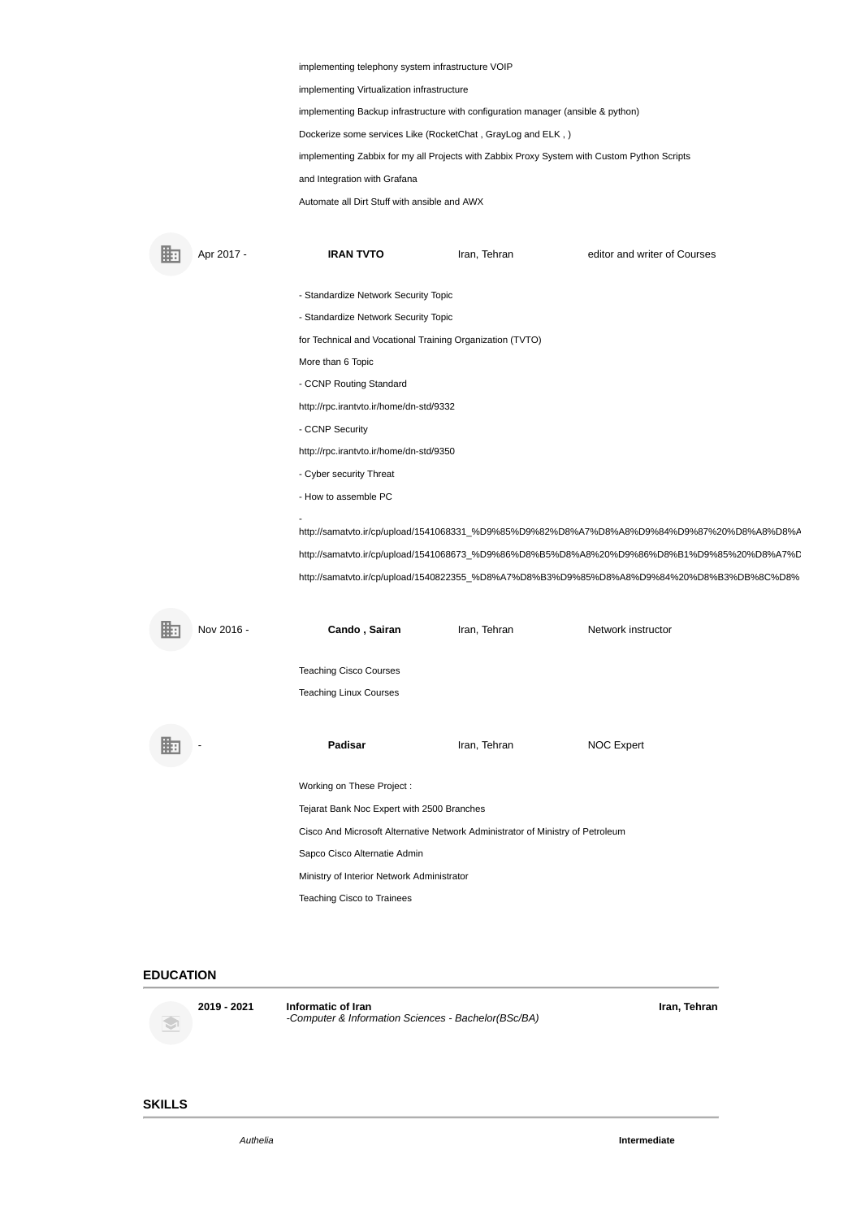implementing telephony system infrastructure VOIP

implementing Virtualization infrastructure

implementing Backup infrastructure with configuration manager (ansible & python)

Dockerize some services Like (RocketChat , GrayLog and ELK , )

implementing Zabbix for my all Projects with Zabbix Proxy System with Custom Python Scripts

and Integration with Grafana

Automate all Dirt Stuff with ansible and AWX

Apr 2017 - **IRAN TVTO** Iran, Tehran editor and writer of Courses

- Standardize Network Security Topic

- Standardize Network Security Topic

for Technical and Vocational Training Organization (TVTO)

More than 6 Topic

- CCNP Routing Standard

http://rpc.irantvto.ir/home/dn-std/9332

- CCNP Security

http://rpc.irantvto.ir/home/dn-std/9350

- Cyber security Threat

- How to assemble PC

-

http://samatvto.ir/cp/upload/1541068331_%D9%85%D9%82%D8%A7%D8%A8%D9%84%D9%87%20%D8%A8%D8%A

http://samatvto.ir/cp/upload/1541068673_%D9%86%D8%B5%D8%A8%20%D9%86%D8%B1%D9%85%20%D8%A7%D

http://samatvto.ir/cp/upload/1540822355_%D8%A7%D8%B3%D9%85%D8%A8%D9%84%20%D8%B3%DB%8C%D8%

Nov 2016 - **Cando , Sairan** Iran, Tehran Network instructor

Teaching Cisco Courses

Teaching Linux Courses

- **Padisar** Iran, Tehran NOC Expert

Working on These Project :

Tejarat Bank Noc Expert with 2500 Branches

Cisco And Microsoft Alternative Network Administrator of Ministry of Petroleum

Sapco Cisco Alternatie Admin

Ministry of Interior Network Administrator

Teaching Cisco to Trainees

## EDUCATION

**2019 - 2021** **Informatic of Iran** **Iran, Tehran**
*-Computer & Information Sciences - Bachelor(BSc/BA)*

## SKILLS

*Authelia* **Intermediate**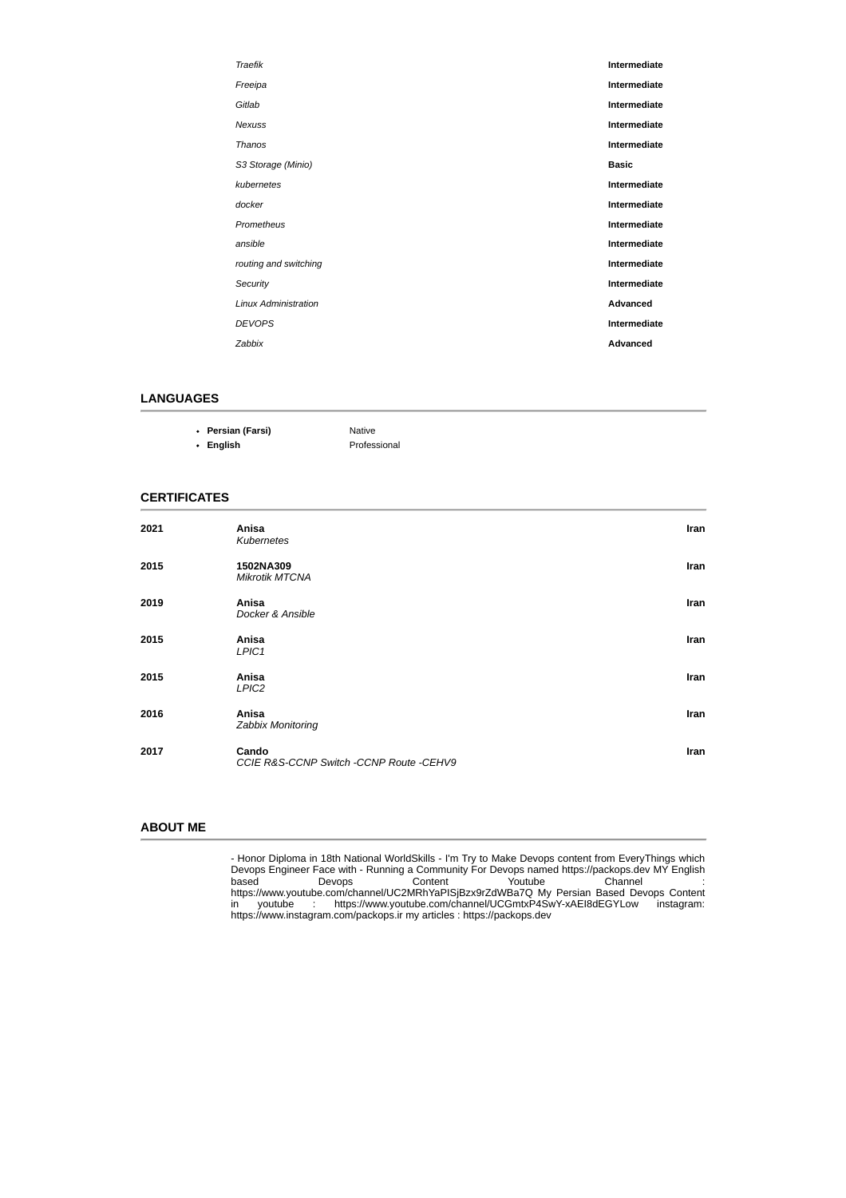| | |
|---|---|
| *Traefik* | **Intermediate** |
| *Freeipa* | **Intermediate** |
| *Gitlab* | **Intermediate** |
| *Nexuss* | **Intermediate** |
| *Thanos* | **Intermediate** |
| *S3 Storage (Minio)* | **Basic** |
| *kubernetes* | **Intermediate** |
| *docker* | **Intermediate** |
| *Prometheus* | **Intermediate** |
| *ansible* | **Intermediate** |
| *routing and switching* | **Intermediate** |
| *Security* | **Intermediate** |
| *Linux Administration* | **Advanced** |
| *DEVOPS* | **Intermediate** |
| *Zabbix* | **Advanced** |

## LANGUAGES

- **Persian (Farsi)** Native
- **English** Professional

## CERTIFICATES

| | | |
|---|---|---|
| **2021** | **Anisa**<br>*Kubernetes* | **Iran** |
| **2015** | **1502NA309**<br>*Mikrotik MTCNA* | **Iran** |
| **2019** | **Anisa**<br>*Docker & Ansible* | **Iran** |
| **2015** | **Anisa**<br>*LPIC1* | **Iran** |
| **2015** | **Anisa**<br>*LPIC2* | **Iran** |
| **2016** | **Anisa**<br>*Zabbix Monitoring* | **Iran** |
| **2017** | **Cando**<br>*CCIE R&S-CCNP Switch -CCNP Route -CEHV9* | **Iran** |

## ABOUT ME

- Honor Diploma in 18th National WorldSkills - I'm Try to Make Devops content from EveryThings which Devops Engineer Face with - Running a Community For Devops named https://packops.dev MY English based Devops Content Youtube Channel : https://www.youtube.com/channel/UC2MRhYaPISjBzx9rZdWBa7Q My Persian Based Devops Content in youtube : https://www.youtube.com/channel/UCGmtxP4SwY-xAEI8dEGYLow instagram: https://www.instagram.com/packops.ir my articles : https://packops.dev